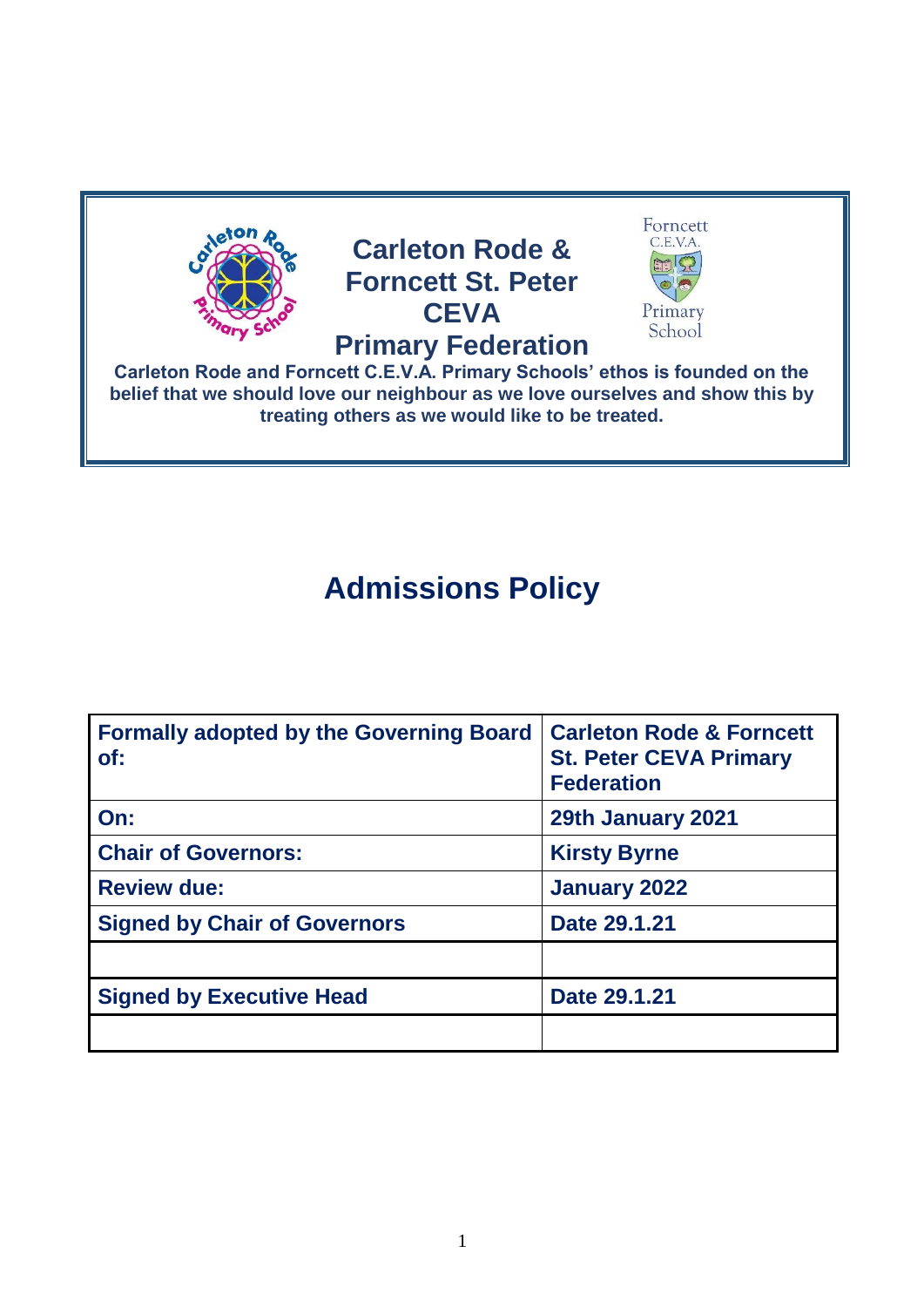# Carleton Rode & Forncett St. Peter CEVA Primary Federation

**Carleton Rode and Forncett C.E.V.A. Primary Schools' ethos is founded on the belief that we should love our neighbour as we love ourselves and show this by treating others as we would like to be treated.**

# Admissions Policy

| Formally adopted by the Governing Board of: | Carleton Rode & Forncett St. Peter CEVA Primary Federation |
|---|---|
| On: | 29th January 2021 |
| Chair of Governors: | Kirsty Byrne |
| Review due: | January 2022 |
| Signed by Chair of Governors | Date 29.1.21 |
| | |
| Signed by Executive Head | Date 29.1.21 |
| | |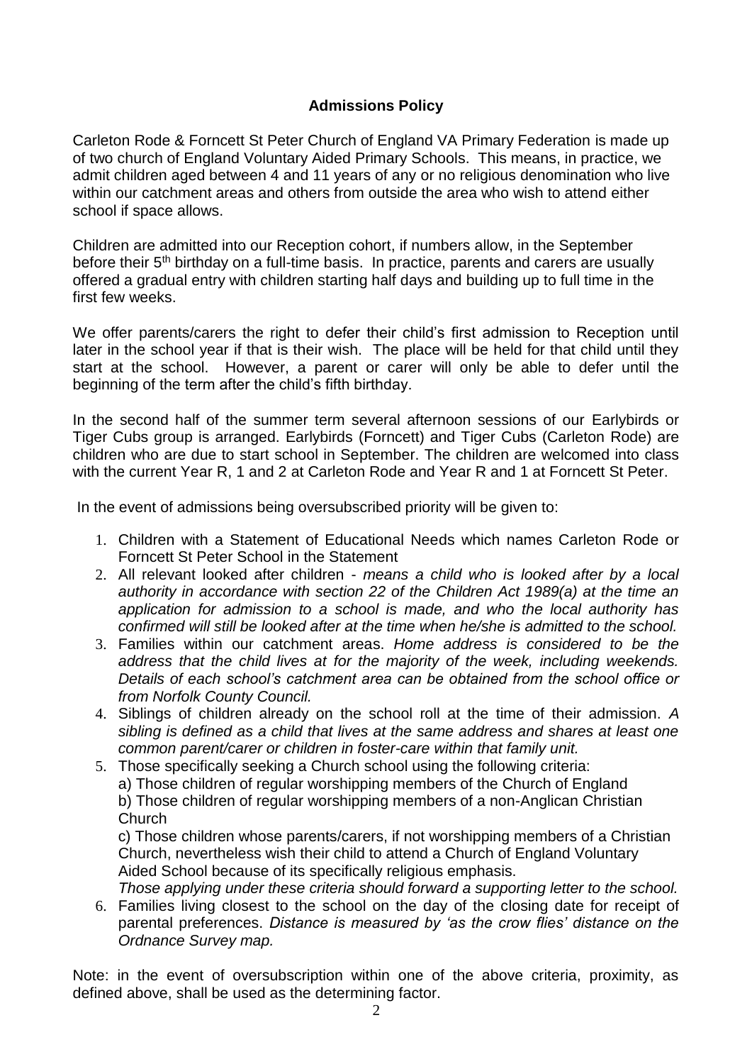## **Admissions Policy**

Carleton Rode & Forncett St Peter Church of England VA Primary Federation is made up of two church of England Voluntary Aided Primary Schools. This means, in practice, we admit children aged between 4 and 11 years of any or no religious denomination who live within our catchment areas and others from outside the area who wish to attend either school if space allows.

Children are admitted into our Reception cohort, if numbers allow, in the September before their 5th birthday on a full-time basis. In practice, parents and carers are usually offered a gradual entry with children starting half days and building up to full time in the first few weeks.

We offer parents/carers the right to defer their child's first admission to Reception until later in the school year if that is their wish. The place will be held for that child until they start at the school. However, a parent or carer will only be able to defer until the beginning of the term after the child's fifth birthday.

In the second half of the summer term several afternoon sessions of our Earlybirds or Tiger Cubs group is arranged. Earlybirds (Forncett) and Tiger Cubs (Carleton Rode) are children who are due to start school in September. The children are welcomed into class with the current Year R, 1 and 2 at Carleton Rode and Year R and 1 at Forncett St Peter.

In the event of admissions being oversubscribed priority will be given to:

1. Children with a Statement of Educational Needs which names Carleton Rode or Forncett St Peter School in the Statement
2. All relevant looked after children - *means a child who is looked after by a local authority in accordance with section 22 of the Children Act 1989(a) at the time an application for admission to a school is made, and who the local authority has confirmed will still be looked after at the time when he/she is admitted to the school.*
3. Families within our catchment areas. *Home address is considered to be the address that the child lives at for the majority of the week, including weekends. Details of each school's catchment area can be obtained from the school office or from Norfolk County Council.*
4. Siblings of children already on the school roll at the time of their admission. *A sibling is defined as a child that lives at the same address and shares at least one common parent/carer or children in foster-care within that family unit.*
5. Those specifically seeking a Church school using the following criteria:
   a) Those children of regular worshipping members of the Church of England
   b) Those children of regular worshipping members of a non-Anglican Christian Church
   c) Those children whose parents/carers, if not worshipping members of a Christian Church, nevertheless wish their child to attend a Church of England Voluntary Aided School because of its specifically religious emphasis.
   *Those applying under these criteria should forward a supporting letter to the school.*
6. Families living closest to the school on the day of the closing date for receipt of parental preferences. *Distance is measured by 'as the crow flies' distance on the Ordnance Survey map.*

Note: in the event of oversubscription within one of the above criteria, proximity, as defined above, shall be used as the determining factor.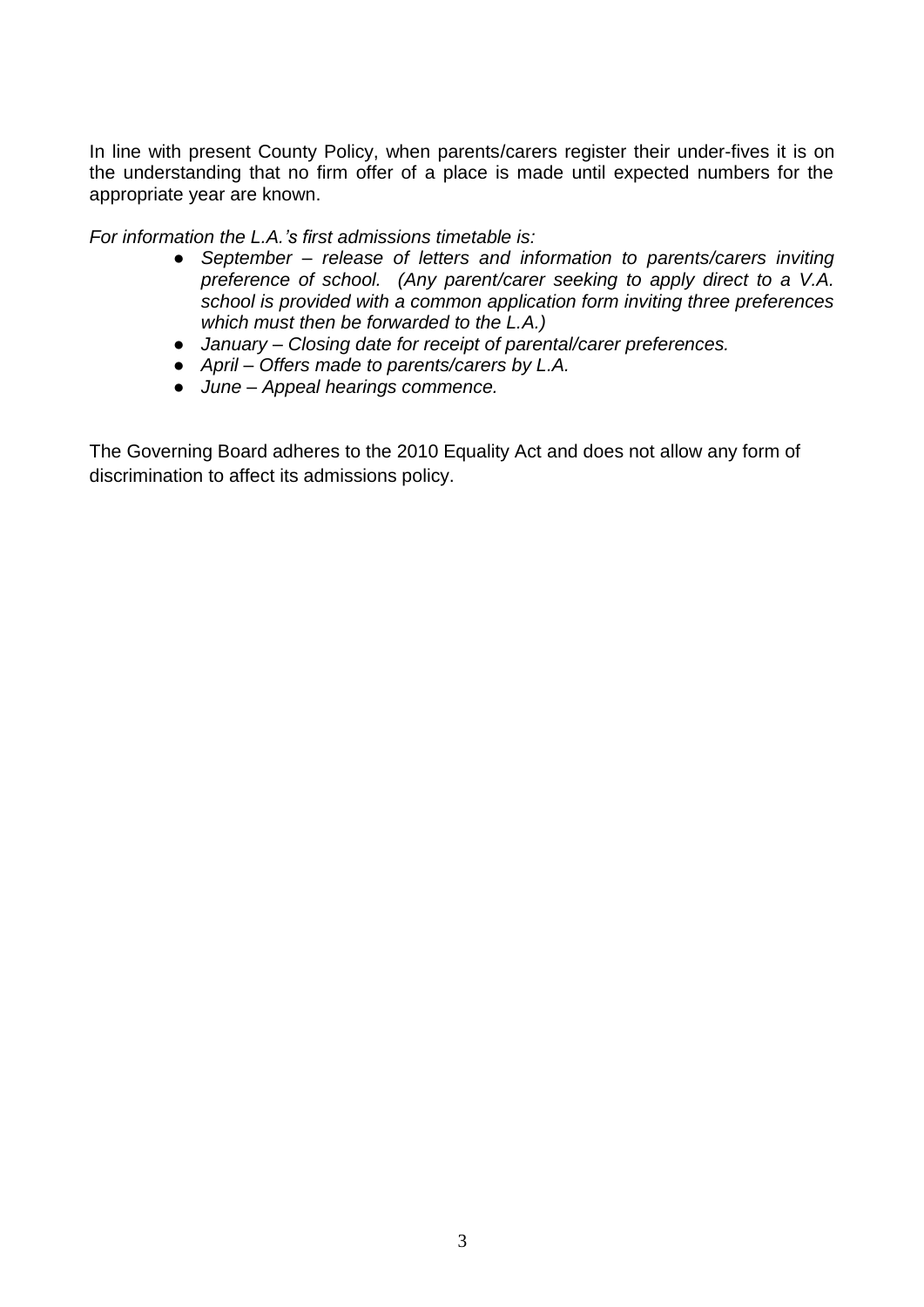In line with present County Policy, when parents/carers register their under-fives it is on the understanding that no firm offer of a place is made until expected numbers for the appropriate year are known.

*For information the L.A.'s first admissions timetable is:*

- *September – release of letters and information to parents/carers inviting preference of school. (Any parent/carer seeking to apply direct to a V.A. school is provided with a common application form inviting three preferences which must then be forwarded to the L.A.)*
- *January – Closing date for receipt of parental/carer preferences.*
- *April – Offers made to parents/carers by L.A.*
- *June – Appeal hearings commence.*

The Governing Board adheres to the 2010 Equality Act and does not allow any form of discrimination to affect its admissions policy.